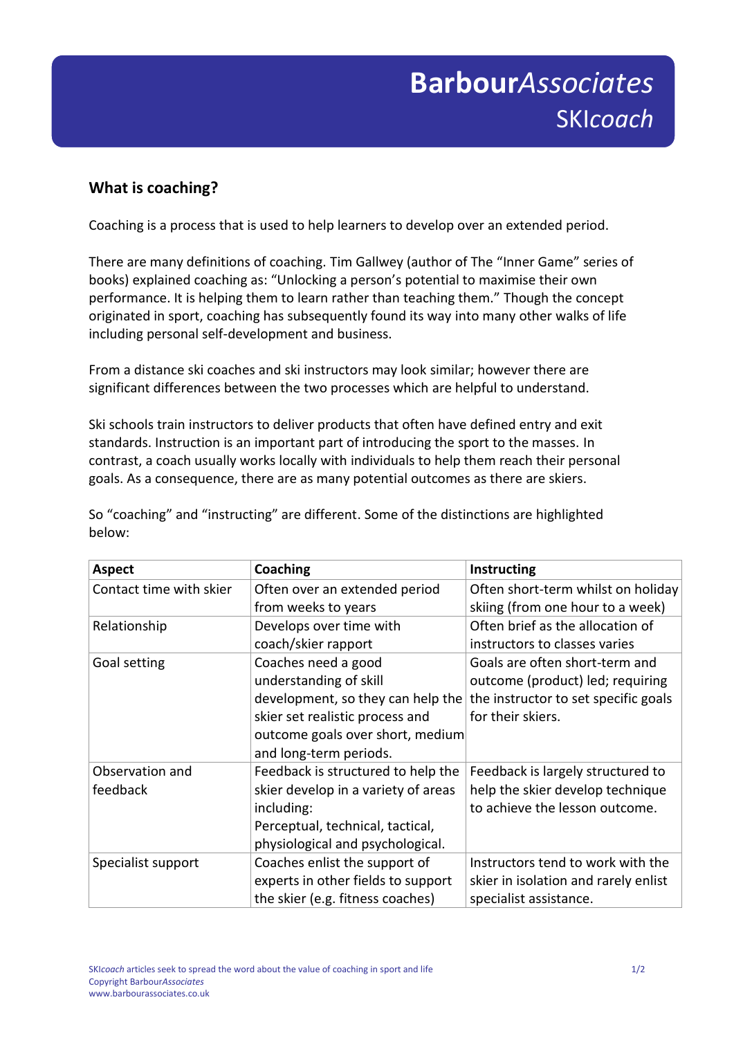# BarbourAssociates
## SKIcoach

### What is coaching?

Coaching is a process that is used to help learners to develop over an extended period.

There are many definitions of coaching. Tim Gallwey (author of The "Inner Game" series of books) explained coaching as: "Unlocking a person's potential to maximise their own performance. It is helping them to learn rather than teaching them." Though the concept originated in sport, coaching has subsequently found its way into many other walks of life including personal self-development and business.

From a distance ski coaches and ski instructors may look similar; however there are significant differences between the two processes which are helpful to understand.

Ski schools train instructors to deliver products that often have defined entry and exit standards. Instruction is an important part of introducing the sport to the masses. In contrast, a coach usually works locally with individuals to help them reach their personal goals. As a consequence, there are as many potential outcomes as there are skiers.

So "coaching" and "instructing" are different. Some of the distinctions are highlighted below:

| Aspect | Coaching | Instructing |
|---|---|---|
| Contact time with skier | Often over an extended period from weeks to years | Often short-term whilst on holiday skiing (from one hour to a week) |
| Relationship | Develops over time with coach/skier rapport | Often brief as the allocation of instructors to classes varies |
| Goal setting | Coaches need a good understanding of skill development, so they can help the skier set realistic process and outcome goals over short, medium and long-term periods. | Goals are often short-term and outcome (product) led; requiring the instructor to set specific goals for their skiers. |
| Observation and feedback | Feedback is structured to help the skier develop in a variety of areas including: Perceptual, technical, tactical, physiological and psychological. | Feedback is largely structured to help the skier develop technique to achieve the lesson outcome. |
| Specialist support | Coaches enlist the support of experts in other fields to support the skier (e.g. fitness coaches) | Instructors tend to work with the skier in isolation and rarely enlist specialist assistance. |

SKI*coach* articles seek to spread the word about the value of coaching in sport and life
Copyright Barbour*Associates*
www.barbourassociates.co.uk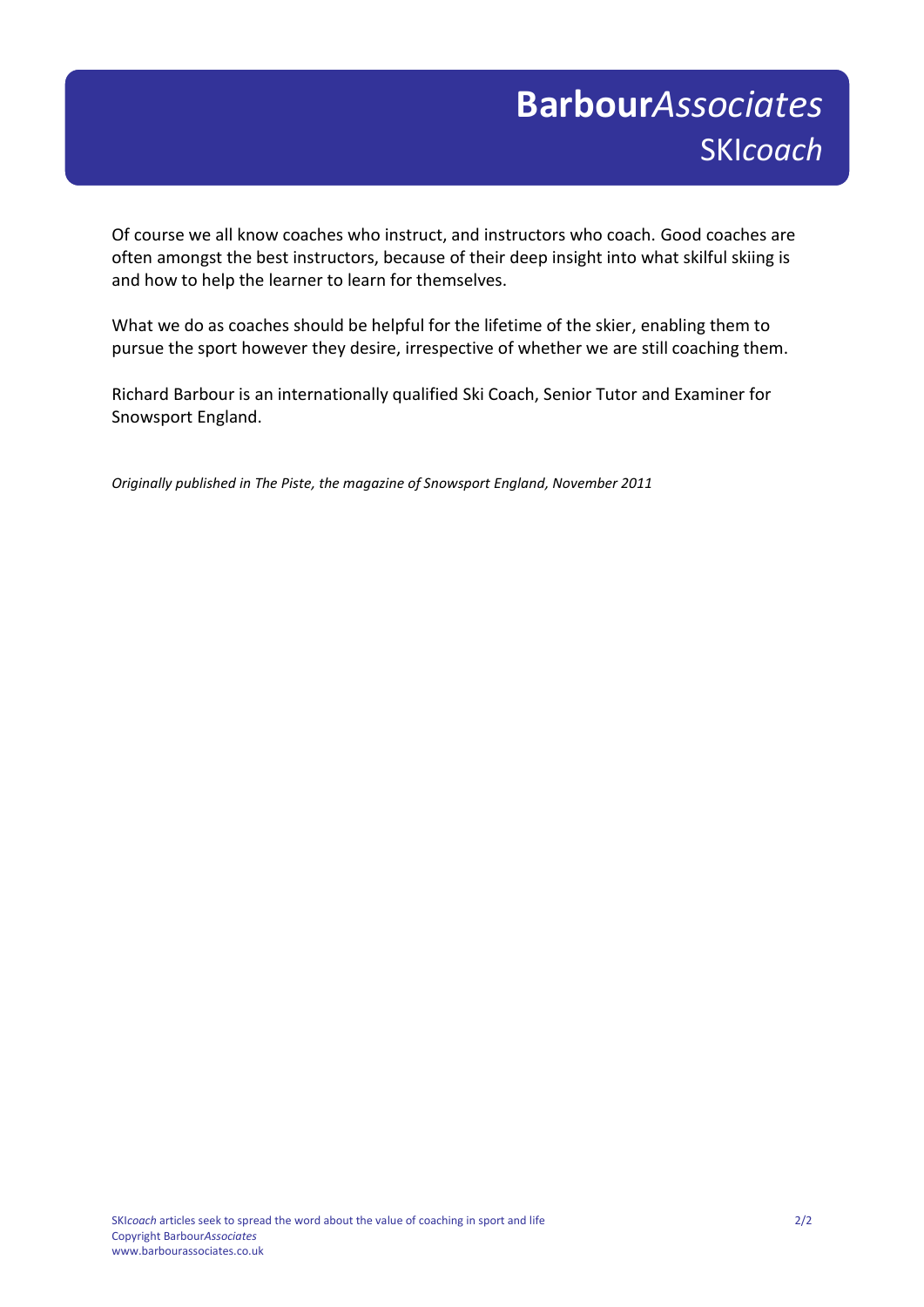Of course we all know coaches who instruct, and instructors who coach. Good coaches are often amongst the best instructors, because of their deep insight into what skilful skiing is and how to help the learner to learn for themselves.

What we do as coaches should be helpful for the lifetime of the skier, enabling them to pursue the sport however they desire, irrespective of whether we are still coaching them.

Richard Barbour is an internationally qualified Ski Coach, Senior Tutor and Examiner for Snowsport England.

*Originally published in The Piste, the magazine of Snowsport England, November 2011*